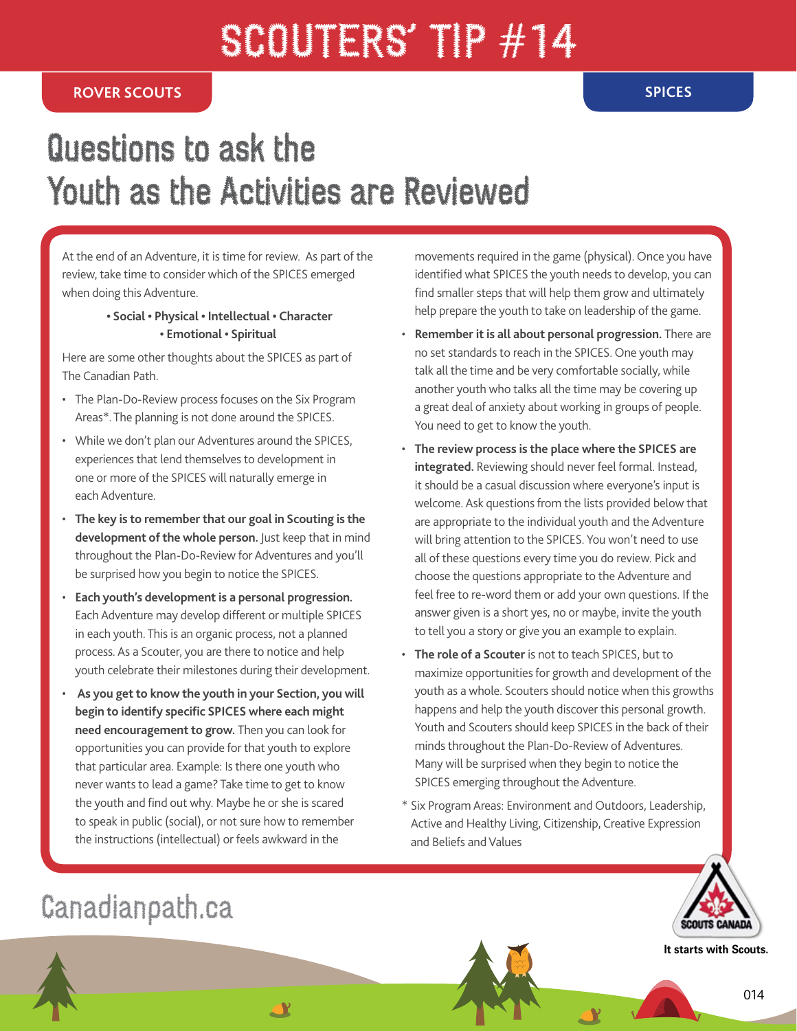# SCOUTERS' TIP #14

ROVER SCOUTS

SPICES

## Questions to ask the Youth as the Activities are Reviewed

At the end of an Adventure, it is time for review. As part of the review, take time to consider which of the SPICES emerged when doing this Adventure.

**• Social • Physical • Intellectual • Character • Emotional • Spiritual**

Here are some other thoughts about the SPICES as part of The Canadian Path.

- The Plan-Do-Review process focuses on the Six Program Areas*. The planning is not done around the SPICES.
- While we don't plan our Adventures around the SPICES, experiences that lend themselves to development in one or more of the SPICES will naturally emerge in each Adventure.
- **The key is to remember that our goal in Scouting is the development of the whole person.** Just keep that in mind throughout the Plan-Do-Review for Adventures and you'll be surprised how you begin to notice the SPICES.
- **Each youth's development is a personal progression.** Each Adventure may develop different or multiple SPICES in each youth. This is an organic process, not a planned process. As a Scouter, you are there to notice and help youth celebrate their milestones during their development.
- **As you get to know the youth in your Section, you will begin to identify specific SPICES where each might need encouragement to grow.** Then you can look for opportunities you can provide for that youth to explore that particular area. Example: Is there one youth who never wants to lead a game? Take time to get to know the youth and find out why. Maybe he or she is scared to speak in public (social), or not sure how to remember the instructions (intellectual) or feels awkward in the movements required in the game (physical). Once you have identified what SPICES the youth needs to develop, you can find smaller steps that will help them grow and ultimately help prepare the youth to take on leadership of the game.
- **Remember it is all about personal progression.** There are no set standards to reach in the SPICES. One youth may talk all the time and be very comfortable socially, while another youth who talks all the time may be covering up a great deal of anxiety about working in groups of people. You need to get to know the youth.
- **The review process is the place where the SPICES are integrated.** Reviewing should never feel formal. Instead, it should be a casual discussion where everyone's input is welcome. Ask questions from the lists provided below that are appropriate to the individual youth and the Adventure will bring attention to the SPICES. You won't need to use all of these questions every time you do review. Pick and choose the questions appropriate to the Adventure and feel free to re-word them or add your own questions. If the answer given is a short yes, no or maybe, invite the youth to tell you a story or give you an example to explain.
- **The role of a Scouter** is not to teach SPICES, but to maximize opportunities for growth and development of the youth as a whole. Scouters should notice when this growths happens and help the youth discover this personal growth. Youth and Scouters should keep SPICES in the back of their minds throughout the Plan-Do-Review of Adventures. Many will be surprised when they begin to notice the SPICES emerging throughout the Adventure.

\* Six Program Areas: Environment and Outdoors, Leadership, Active and Healthy Living, Citizenship, Creative Expression and Beliefs and Values

Canadianpath.ca

SCOUTS CANADA

It starts with Scouts.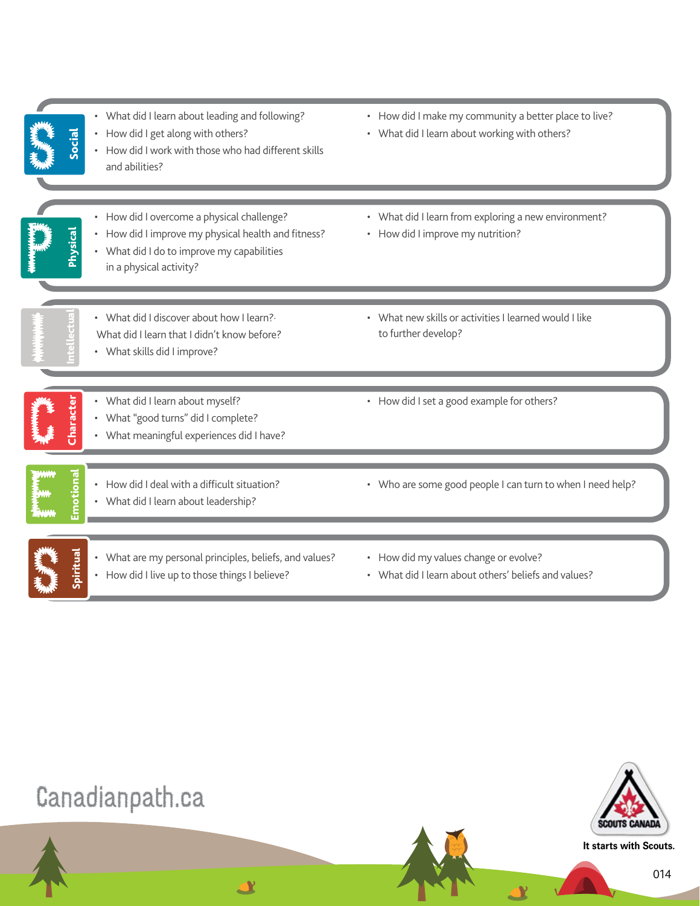## Social

- What did I learn about leading and following?
- How did I get along with others?
- How did I work with those who had different skills and abilities?
- How did I make my community a better place to live?
- What did I learn about working with others?

## Physical

- How did I overcome a physical challenge?
- How did I improve my physical health and fitness?
- What did I do to improve my capabilities in a physical activity?
- What did I learn from exploring a new environment?
- How did I improve my nutrition?

## Intellectual

- What did I discover about how I learn? What did I learn that I didn't know before?
- What skills did I improve?
- What new skills or activities I learned would I like to further develop?

## Character

- What did I learn about myself?
- What "good turns" did I complete?
- What meaningful experiences did I have?
- How did I set a good example for others?

## Emotional

- How did I deal with a difficult situation?
- What did I learn about leadership?
- Who are some good people I can turn to when I need help?

## Spiritual

- What are my personal principles, beliefs, and values?
- How did I live up to those things I believe?
- How did my values change or evolve?
- What did I learn about others' beliefs and values?

Canadianpath.ca

SCOUTS CANADA

It starts with Scouts.